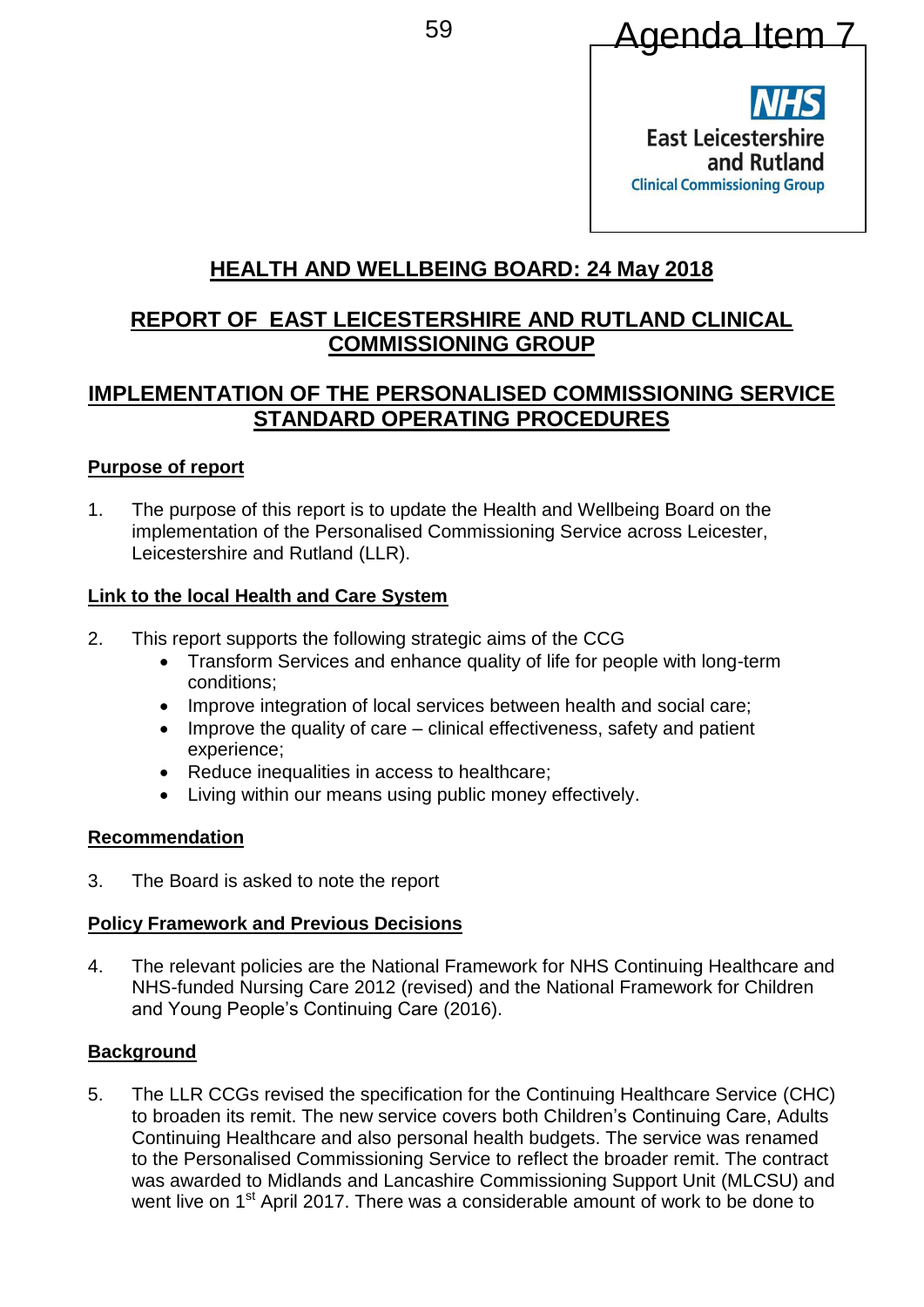Agenda Item 7

NHS
East Leicestershire and Rutland
Clinical Commissioning Group

## HEALTH AND WELLBEING BOARD: 24 May 2018

## REPORT OF EAST LEICESTERSHIRE AND RUTLAND CLINICAL COMMISSIONING GROUP

## IMPLEMENTATION OF THE PERSONALISED COMMISSIONING SERVICE STANDARD OPERATING PROCEDURES

### Purpose of report

1. The purpose of this report is to update the Health and Wellbeing Board on the implementation of the Personalised Commissioning Service across Leicester, Leicestershire and Rutland (LLR).

### Link to the local Health and Care System

2. This report supports the following strategic aims of the CCG
   - Transform Services and enhance quality of life for people with long-term conditions;
   - Improve integration of local services between health and social care;
   - Improve the quality of care – clinical effectiveness, safety and patient experience;
   - Reduce inequalities in access to healthcare;
   - Living within our means using public money effectively.

### Recommendation

3. The Board is asked to note the report

### Policy Framework and Previous Decisions

4. The relevant policies are the National Framework for NHS Continuing Healthcare and NHS-funded Nursing Care 2012 (revised) and the National Framework for Children and Young People's Continuing Care (2016).

### Background

5. The LLR CCGs revised the specification for the Continuing Healthcare Service (CHC) to broaden its remit. The new service covers both Children's Continuing Care, Adults Continuing Healthcare and also personal health budgets. The service was renamed to the Personalised Commissioning Service to reflect the broader remit. The contract was awarded to Midlands and Lancashire Commissioning Support Unit (MLCSU) and went live on 1st April 2017. There was a considerable amount of work to be done to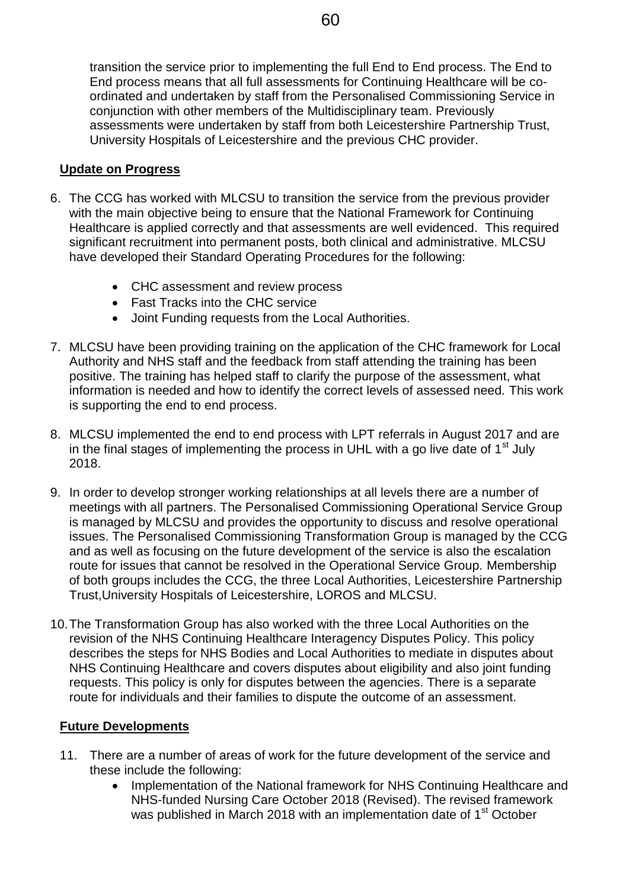transition the service prior to implementing the full End to End process. The End to End process means that all full assessments for Continuing Healthcare will be co-ordinated and undertaken by staff from the Personalised Commissioning Service in conjunction with other members of the Multidisciplinary team. Previously assessments were undertaken by staff from both Leicestershire Partnership Trust, University Hospitals of Leicestershire and the previous CHC provider.

**Update on Progress**

6. The CCG has worked with MLCSU to transition the service from the previous provider with the main objective being to ensure that the National Framework for Continuing Healthcare is applied correctly and that assessments are well evidenced. This required significant recruitment into permanent posts, both clinical and administrative. MLCSU have developed their Standard Operating Procedures for the following:

   - CHC assessment and review process
   - Fast Tracks into the CHC service
   - Joint Funding requests from the Local Authorities.

7. MLCSU have been providing training on the application of the CHC framework for Local Authority and NHS staff and the feedback from staff attending the training has been positive. The training has helped staff to clarify the purpose of the assessment, what information is needed and how to identify the correct levels of assessed need. This work is supporting the end to end process.

8. MLCSU implemented the end to end process with LPT referrals in August 2017 and are in the final stages of implementing the process in UHL with a go live date of 1st July 2018.

9. In order to develop stronger working relationships at all levels there are a number of meetings with all partners. The Personalised Commissioning Operational Service Group is managed by MLCSU and provides the opportunity to discuss and resolve operational issues. The Personalised Commissioning Transformation Group is managed by the CCG and as well as focusing on the future development of the service is also the escalation route for issues that cannot be resolved in the Operational Service Group. Membership of both groups includes the CCG, the three Local Authorities, Leicestershire Partnership Trust,University Hospitals of Leicestershire, LOROS and MLCSU.

10. The Transformation Group has also worked with the three Local Authorities on the revision of the NHS Continuing Healthcare Interagency Disputes Policy. This policy describes the steps for NHS Bodies and Local Authorities to mediate in disputes about NHS Continuing Healthcare and covers disputes about eligibility and also joint funding requests. This policy is only for disputes between the agencies. There is a separate route for individuals and their families to dispute the outcome of an assessment.

**Future Developments**

11. There are a number of areas of work for the future development of the service and these include the following:
    - Implementation of the National framework for NHS Continuing Healthcare and NHS-funded Nursing Care October 2018 (Revised). The revised framework was published in March 2018 with an implementation date of 1st October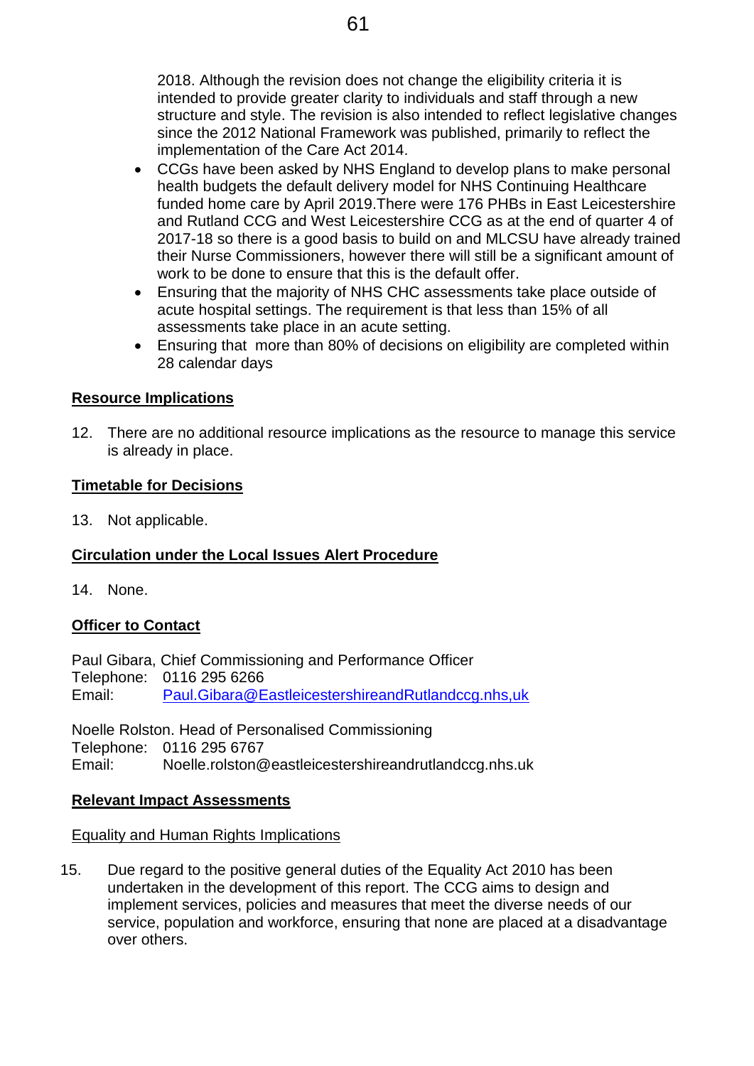2018. Although the revision does not change the eligibility criteria it is intended to provide greater clarity to individuals and staff through a new structure and style. The revision is also intended to reflect legislative changes since the 2012 National Framework was published, primarily to reflect the implementation of the Care Act 2014.

- CCGs have been asked by NHS England to develop plans to make personal health budgets the default delivery model for NHS Continuing Healthcare funded home care by April 2019.There were 176 PHBs in East Leicestershire and Rutland CCG and West Leicestershire CCG as at the end of quarter 4 of 2017-18 so there is a good basis to build on and MLCSU have already trained their Nurse Commissioners, however there will still be a significant amount of work to be done to ensure that this is the default offer.
- Ensuring that the majority of NHS CHC assessments take place outside of acute hospital settings. The requirement is that less than 15% of all assessments take place in an acute setting.
- Ensuring that more than 80% of decisions on eligibility are completed within 28 calendar days

## Resource Implications

12. There are no additional resource implications as the resource to manage this service is already in place.

## Timetable for Decisions

13. Not applicable.

## Circulation under the Local Issues Alert Procedure

14. None.

## Officer to Contact

Paul Gibara, Chief Commissioning and Performance Officer
Telephone: 0116 295 6266
Email: Paul.Gibara@EastleicestershireandRutlandccg.nhs,uk

Noelle Rolston. Head of Personalised Commissioning
Telephone: 0116 295 6767
Email: Noelle.rolston@eastleicestershireandrutlandccg.nhs.uk

## Relevant Impact Assessments

### Equality and Human Rights Implications

15. Due regard to the positive general duties of the Equality Act 2010 has been undertaken in the development of this report. The CCG aims to design and implement services, policies and measures that meet the diverse needs of our service, population and workforce, ensuring that none are placed at a disadvantage over others.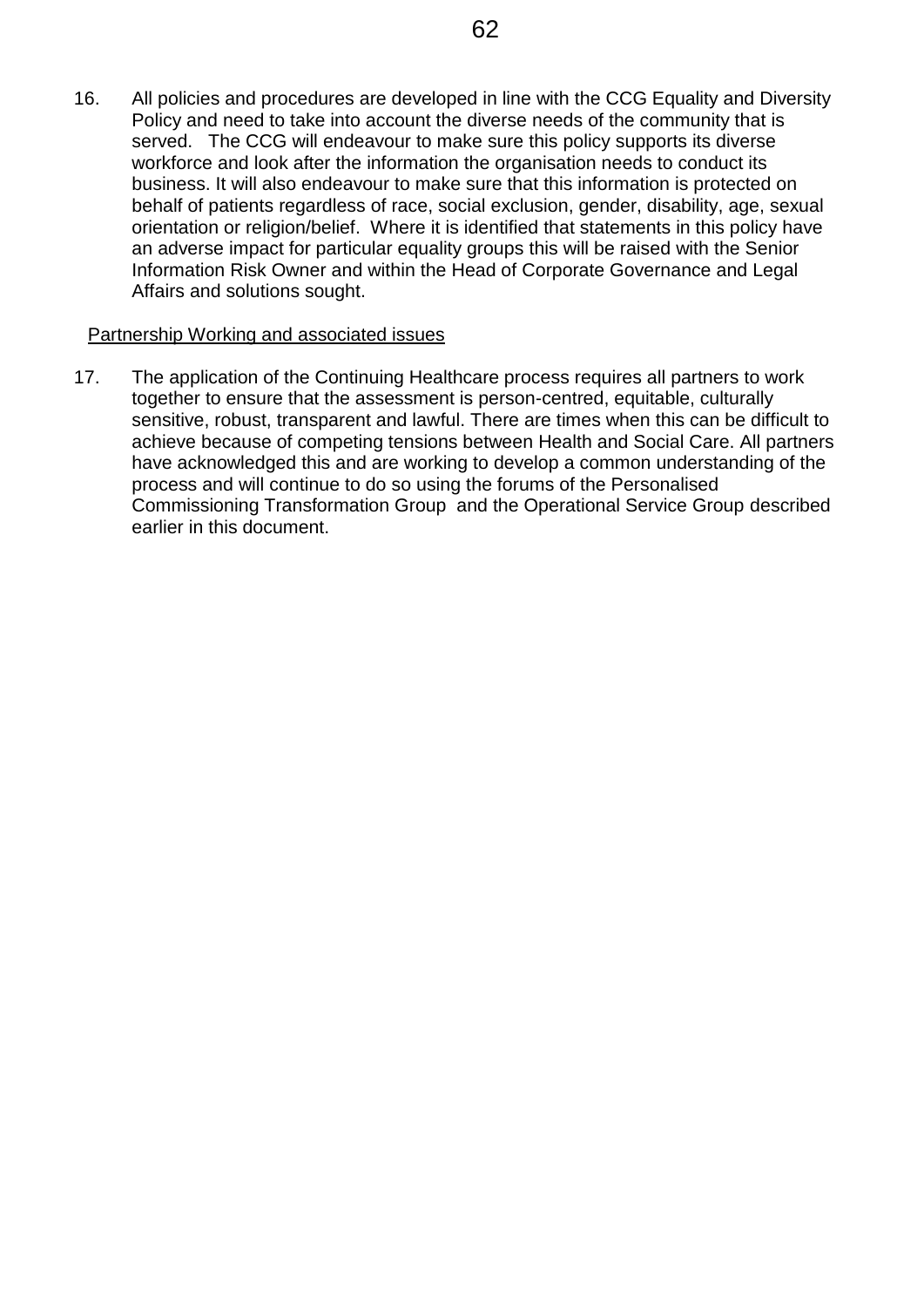16. All policies and procedures are developed in line with the CCG Equality and Diversity Policy and need to take into account the diverse needs of the community that is served. The CCG will endeavour to make sure this policy supports its diverse workforce and look after the information the organisation needs to conduct its business. It will also endeavour to make sure that this information is protected on behalf of patients regardless of race, social exclusion, gender, disability, age, sexual orientation or religion/belief. Where it is identified that statements in this policy have an adverse impact for particular equality groups this will be raised with the Senior Information Risk Owner and within the Head of Corporate Governance and Legal Affairs and solutions sought.

Partnership Working and associated issues

17. The application of the Continuing Healthcare process requires all partners to work together to ensure that the assessment is person-centred, equitable, culturally sensitive, robust, transparent and lawful. There are times when this can be difficult to achieve because of competing tensions between Health and Social Care. All partners have acknowledged this and are working to develop a common understanding of the process and will continue to do so using the forums of the Personalised Commissioning Transformation Group and the Operational Service Group described earlier in this document.